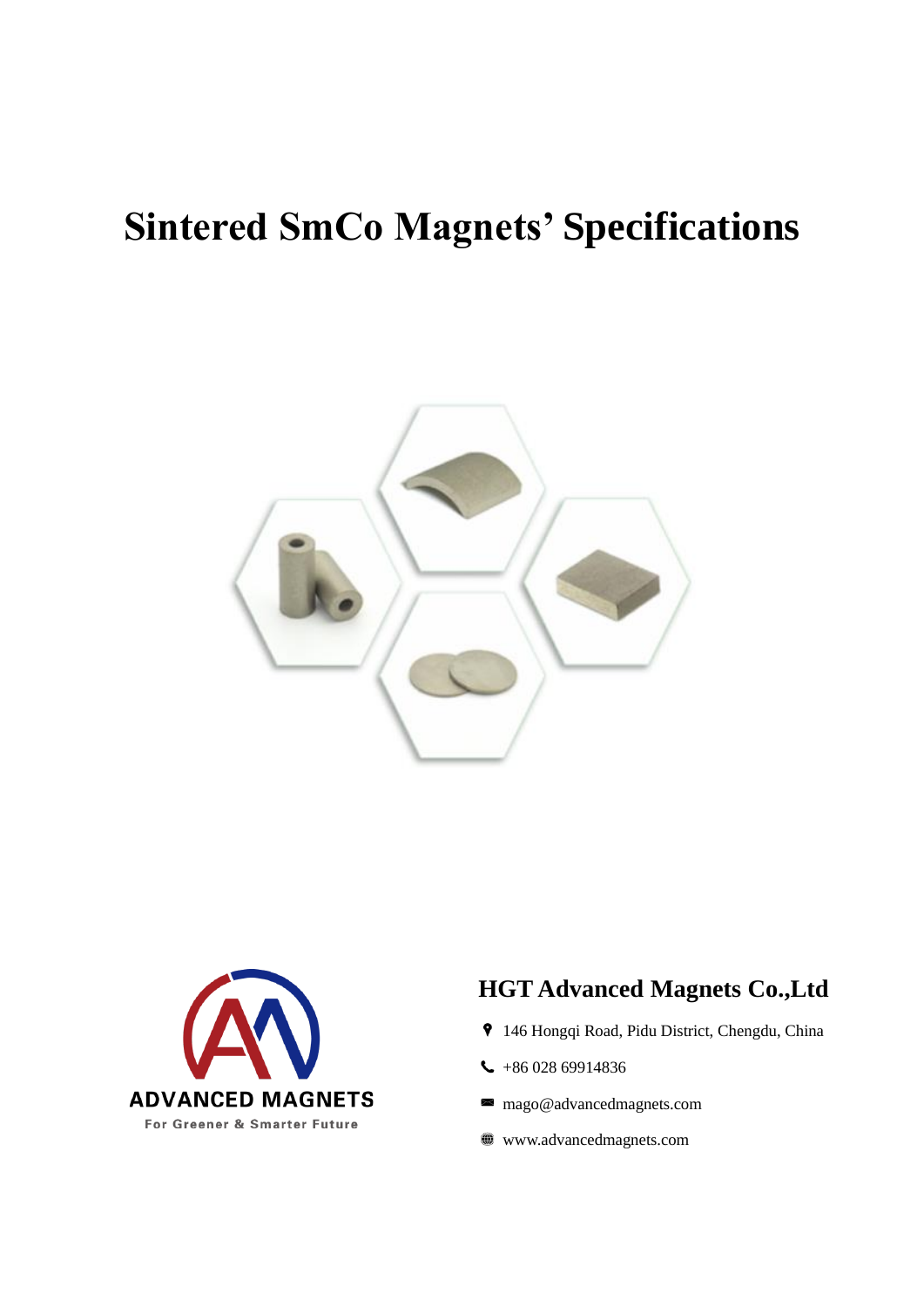# Sintered SmCo Magnets' Specifications

ADVANCED MAGNETS

For Greener & Smarter Future

## HGT Advanced Magnets Co.,Ltd

- 146 Hongqi Road, Pidu District, Chengdu, China
- +86 028 69914836
- mago@advancedmagnets.com
- www.advancedmagnets.com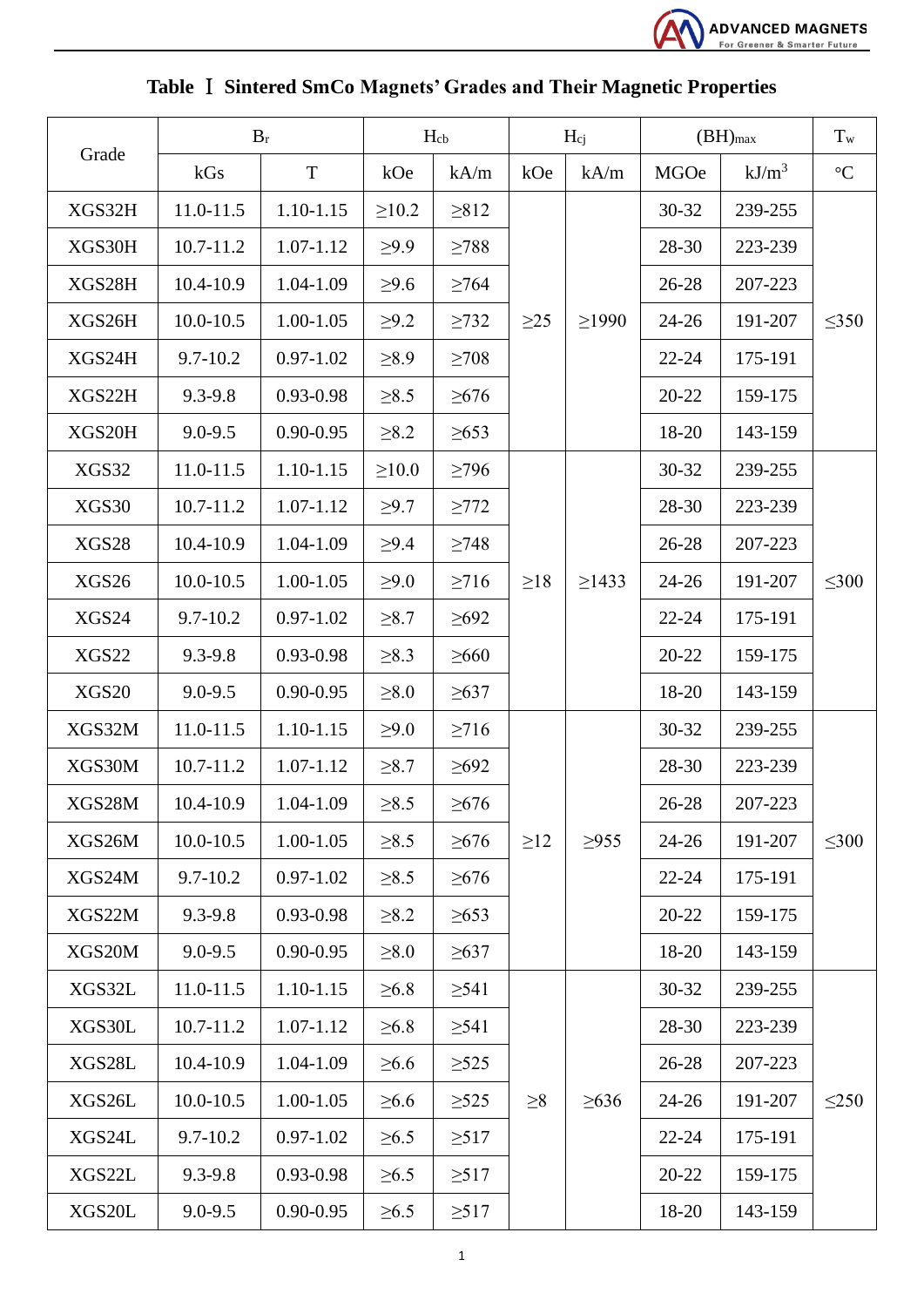# Table Ⅰ Sintered SmCo Magnets' Grades and Their Magnetic Properties

| Grade | $B_r$ | | $H_{cb}$ | | $H_{cj}$ | | $(BH)_{max}$ | | $T_w$ |
|---|---|---|---|---|---|---|---|---|---|
| | kGs | T | kOe | kA/m | kOe | kA/m | MGOe | kJ/m³ | °C |
| XGS32H | 11.0-11.5 | 1.10-1.15 | ≥10.2 | ≥812 | ≥25 | ≥1990 | 30-32 | 239-255 | ≤350 |
| XGS30H | 10.7-11.2 | 1.07-1.12 | ≥9.9 | ≥788 | | | 28-30 | 223-239 | |
| XGS28H | 10.4-10.9 | 1.04-1.09 | ≥9.6 | ≥764 | | | 26-28 | 207-223 | |
| XGS26H | 10.0-10.5 | 1.00-1.05 | ≥9.2 | ≥732 | | | 24-26 | 191-207 | |
| XGS24H | 9.7-10.2 | 0.97-1.02 | ≥8.9 | ≥708 | | | 22-24 | 175-191 | |
| XGS22H | 9.3-9.8 | 0.93-0.98 | ≥8.5 | ≥676 | | | 20-22 | 159-175 | |
| XGS20H | 9.0-9.5 | 0.90-0.95 | ≥8.2 | ≥653 | | | 18-20 | 143-159 | |
| XGS32 | 11.0-11.5 | 1.10-1.15 | ≥10.0 | ≥796 | ≥18 | ≥1433 | 30-32 | 239-255 | ≤300 |
| XGS30 | 10.7-11.2 | 1.07-1.12 | ≥9.7 | ≥772 | | | 28-30 | 223-239 | |
| XGS28 | 10.4-10.9 | 1.04-1.09 | ≥9.4 | ≥748 | | | 26-28 | 207-223 | |
| XGS26 | 10.0-10.5 | 1.00-1.05 | ≥9.0 | ≥716 | | | 24-26 | 191-207 | |
| XGS24 | 9.7-10.2 | 0.97-1.02 | ≥8.7 | ≥692 | | | 22-24 | 175-191 | |
| XGS22 | 9.3-9.8 | 0.93-0.98 | ≥8.3 | ≥660 | | | 20-22 | 159-175 | |
| XGS20 | 9.0-9.5 | 0.90-0.95 | ≥8.0 | ≥637 | | | 18-20 | 143-159 | |
| XGS32M | 11.0-11.5 | 1.10-1.15 | ≥9.0 | ≥716 | ≥12 | ≥955 | 30-32 | 239-255 | ≤300 |
| XGS30M | 10.7-11.2 | 1.07-1.12 | ≥8.7 | ≥692 | | | 28-30 | 223-239 | |
| XGS28M | 10.4-10.9 | 1.04-1.09 | ≥8.5 | ≥676 | | | 26-28 | 207-223 | |
| XGS26M | 10.0-10.5 | 1.00-1.05 | ≥8.5 | ≥676 | | | 24-26 | 191-207 | |
| XGS24M | 9.7-10.2 | 0.97-1.02 | ≥8.5 | ≥676 | | | 22-24 | 175-191 | |
| XGS22M | 9.3-9.8 | 0.93-0.98 | ≥8.2 | ≥653 | | | 20-22 | 159-175 | |
| XGS20M | 9.0-9.5 | 0.90-0.95 | ≥8.0 | ≥637 | | | 18-20 | 143-159 | |
| XGS32L | 11.0-11.5 | 1.10-1.15 | ≥6.8 | ≥541 | ≥8 | ≥636 | 30-32 | 239-255 | ≤250 |
| XGS30L | 10.7-11.2 | 1.07-1.12 | ≥6.8 | ≥541 | | | 28-30 | 223-239 | |
| XGS28L | 10.4-10.9 | 1.04-1.09 | ≥6.6 | ≥525 | | | 26-28 | 207-223 | |
| XGS26L | 10.0-10.5 | 1.00-1.05 | ≥6.6 | ≥525 | | | 24-26 | 191-207 | |
| XGS24L | 9.7-10.2 | 0.97-1.02 | ≥6.5 | ≥517 | | | 22-24 | 175-191 | |
| XGS22L | 9.3-9.8 | 0.93-0.98 | ≥6.5 | ≥517 | | | 20-22 | 159-175 | |
| XGS20L | 9.0-9.5 | 0.90-0.95 | ≥6.5 | ≥517 | | | 18-20 | 143-159 | |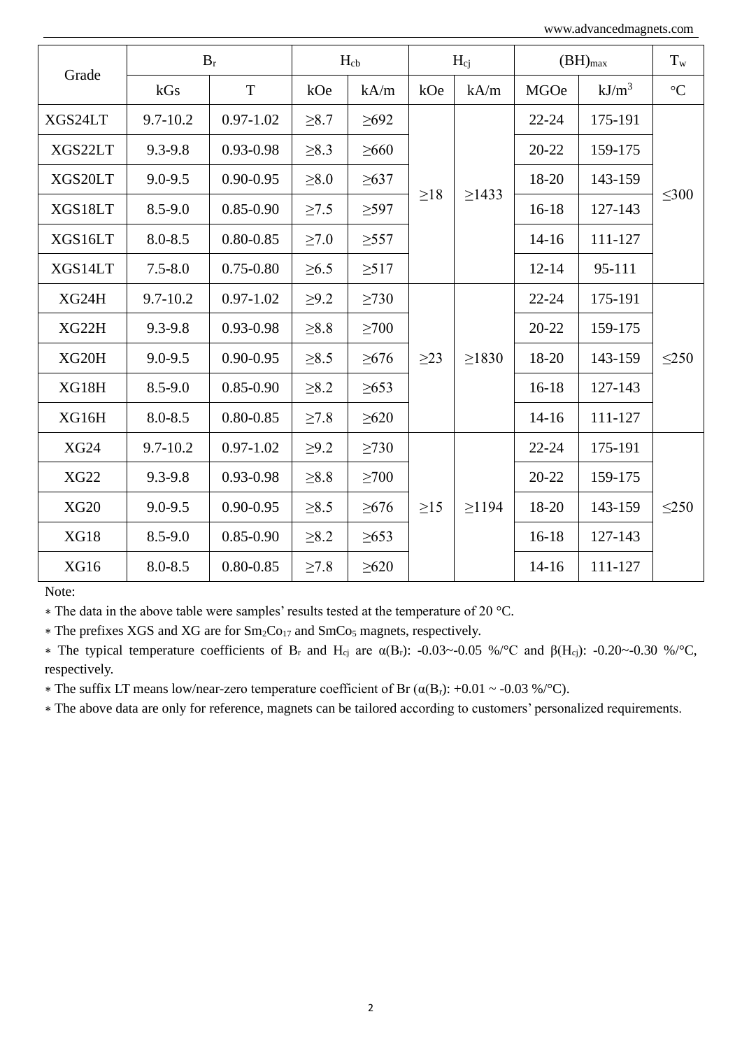| Grade | $B_r$ | | $H_{cb}$ | | $H_{cj}$ | | $(BH)_{max}$ | | $T_w$ |
|---|---|---|---|---|---|---|---|---|---|
| | kGs | T | kOe | kA/m | kOe | kA/m | MGOe | kJ/m$^3$ | °C |
| XGS24LT | 9.7-10.2 | 0.97-1.02 | ≥8.7 | ≥692 | ≥18 | ≥1433 | 22-24 | 175-191 | ≤300 |
| XGS22LT | 9.3-9.8 | 0.93-0.98 | ≥8.3 | ≥660 | | | 20-22 | 159-175 | |
| XGS20LT | 9.0-9.5 | 0.90-0.95 | ≥8.0 | ≥637 | | | 18-20 | 143-159 | |
| XGS18LT | 8.5-9.0 | 0.85-0.90 | ≥7.5 | ≥597 | | | 16-18 | 127-143 | |
| XGS16LT | 8.0-8.5 | 0.80-0.85 | ≥7.0 | ≥557 | | | 14-16 | 111-127 | |
| XGS14LT | 7.5-8.0 | 0.75-0.80 | ≥6.5 | ≥517 | | | 12-14 | 95-111 | |
| XG24H | 9.7-10.2 | 0.97-1.02 | ≥9.2 | ≥730 | ≥23 | ≥1830 | 22-24 | 175-191 | ≤250 |
| XG22H | 9.3-9.8 | 0.93-0.98 | ≥8.8 | ≥700 | | | 20-22 | 159-175 | |
| XG20H | 9.0-9.5 | 0.90-0.95 | ≥8.5 | ≥676 | | | 18-20 | 143-159 | |
| XG18H | 8.5-9.0 | 0.85-0.90 | ≥8.2 | ≥653 | | | 16-18 | 127-143 | |
| XG16H | 8.0-8.5 | 0.80-0.85 | ≥7.8 | ≥620 | | | 14-16 | 111-127 | |
| XG24 | 9.7-10.2 | 0.97-1.02 | ≥9.2 | ≥730 | ≥15 | ≥1194 | 22-24 | 175-191 | ≤250 |
| XG22 | 9.3-9.8 | 0.93-0.98 | ≥8.8 | ≥700 | | | 20-22 | 159-175 | |
| XG20 | 9.0-9.5 | 0.90-0.95 | ≥8.5 | ≥676 | | | 18-20 | 143-159 | |
| XG18 | 8.5-9.0 | 0.85-0.90 | ≥8.2 | ≥653 | | | 16-18 | 127-143 | |
| XG16 | 8.0-8.5 | 0.80-0.85 | ≥7.8 | ≥620 | | | 14-16 | 111-127 | |

Note:

∗ The data in the above table were samples' results tested at the temperature of 20 °C.

∗ The prefixes XGS and XG are for $Sm_2Co_{17}$ and $SmCo_5$ magnets, respectively.

∗ The typical temperature coefficients of $B_r$ and $H_{cj}$ are $\alpha(B_r)$: -0.03~-0.05 %/°C and $\beta(H_{cj})$: -0.20~-0.30 %/°C, respectively.

∗ The suffix LT means low/near-zero temperature coefficient of Br ($\alpha(B_r)$: +0.01 ~ -0.03 %/°C).

∗ The above data are only for reference, magnets can be tailored according to customers' personalized requirements.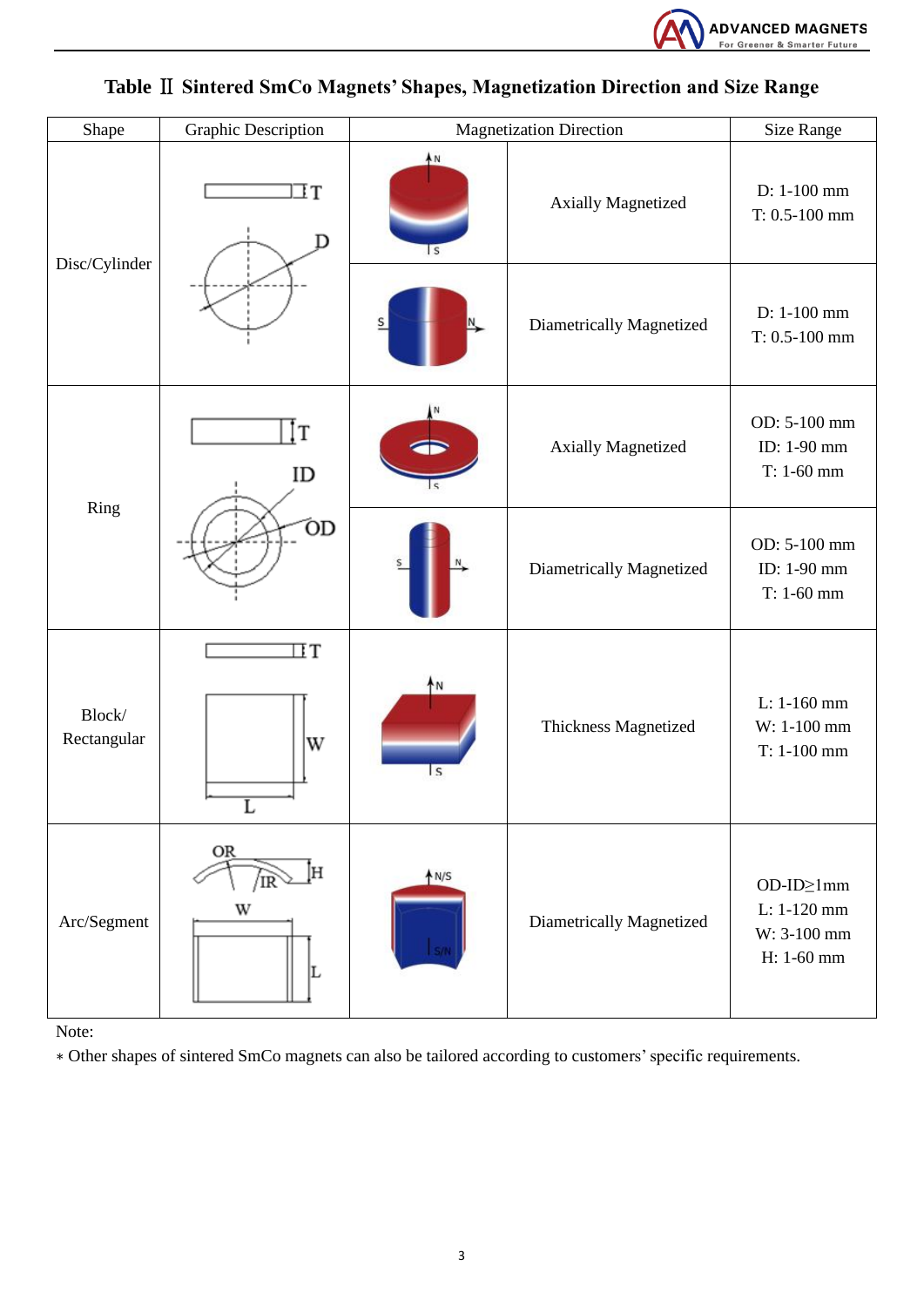## Table Ⅱ Sintered SmCo Magnets' Shapes, Magnetization Direction and Size Range

| Shape | Graphic Description | Magnetization Direction | | Size Range |
|---|---|---|---|---|
| Disc/Cylinder | | | Axially Magnetized | D: 1-100 mm<br>T: 0.5-100 mm |
| | | | Diametrically Magnetized | D: 1-100 mm<br>T: 0.5-100 mm |
| Ring | | | Axially Magnetized | OD: 5-100 mm<br>ID: 1-90 mm<br>T: 1-60 mm |
| | | | Diametrically Magnetized | OD: 5-100 mm<br>ID: 1-90 mm<br>T: 1-60 mm |
| Block/ Rectangular | | | Thickness Magnetized | L: 1-160 mm<br>W: 1-100 mm<br>T: 1-100 mm |
| Arc/Segment | | | Diametrically Magnetized | OD-ID≥1mm<br>L: 1-120 mm<br>W: 3-100 mm<br>H: 1-60 mm |

Note:

* Other shapes of sintered SmCo magnets can also be tailored according to customers' specific requirements.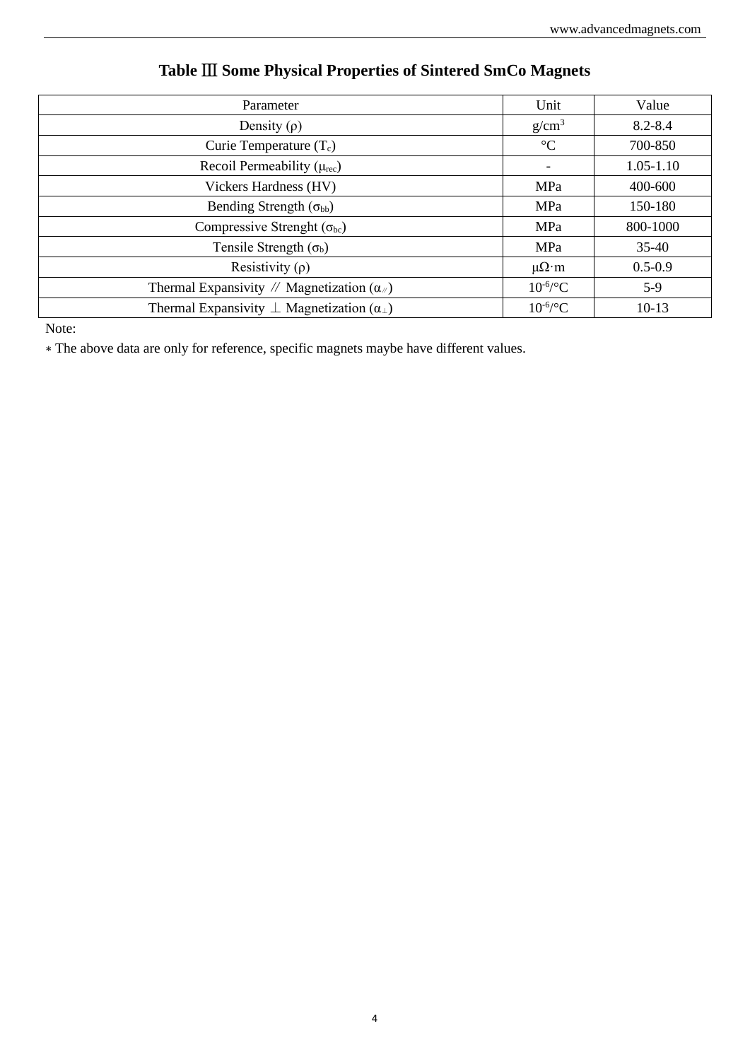## Table Ⅲ Some Physical Properties of Sintered SmCo Magnets

| Parameter | Unit | Value |
| --- | --- | --- |
| Density (ρ) | $g/cm^3$ | 8.2-8.4 |
| Curie Temperature ($T_c$) | °C | 700-850 |
| Recoil Permeability ($\mu_{rec}$) | - | 1.05-1.10 |
| Vickers Hardness (HV) | MPa | 400-600 |
| Bending Strength ($\sigma_{bb}$) | MPa | 150-180 |
| Compressive Strenght ($\sigma_{bc}$) | MPa | 800-1000 |
| Tensile Strength ($\sigma_b$) | MPa | 35-40 |
| Resistivity (ρ) | μΩ·m | 0.5-0.9 |
| Thermal Expansivity // Magnetization ($\alpha_{//}$) | $10^{-6}$/°C | 5-9 |
| Thermal Expansivity ⊥ Magnetization ($\alpha_{\perp}$) | $10^{-6}$/°C | 10-13 |

Note:

* The above data are only for reference, specific magnets maybe have different values.